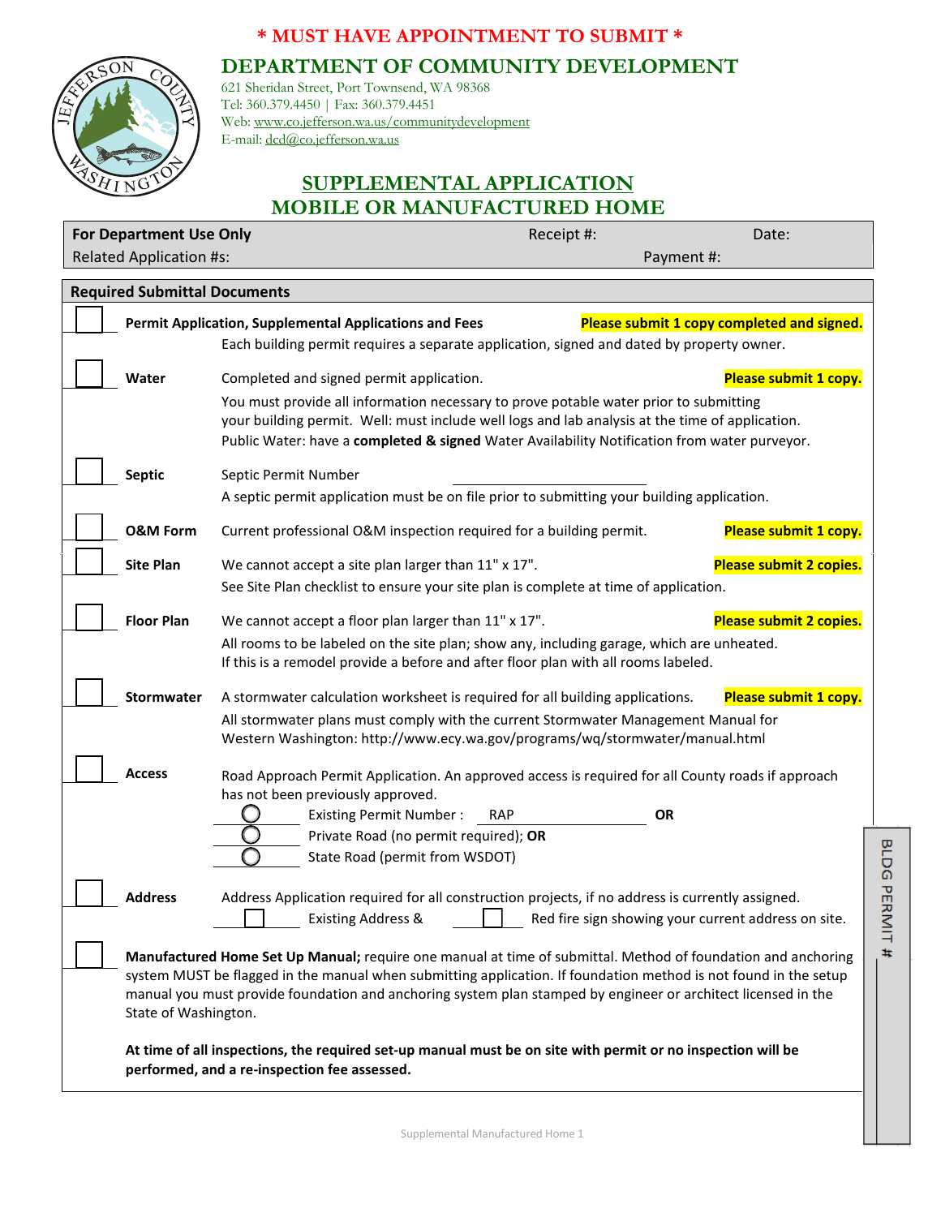**\* MUST HAVE APPOINTMENT TO SUBMIT \***

# DEPARTMENT OF COMMUNITY DEVELOPMENT

621 Sheridan Street, Port Townsend, WA 98368
Tel: 360.379.4450 | Fax: 360.379.4451
Web: www.co.jefferson.wa.us/communitydevelopment
E-mail: dcd@co.jefferson.wa.us

## SUPPLEMENTAL APPLICATION
## MOBILE OR MANUFACTURED HOME

| **For Department Use Only** | Receipt #: | Date: |
|---|---|---|
| Related Application #s: | Payment #: | |

### Required Submittal Documents

☐ **Permit Application, Supplemental Applications and Fees** — **Please submit 1 copy completed and signed.**
Each building permit requires a separate application, signed and dated by property owner.

☐ **Water** — Completed and signed permit application. **Please submit 1 copy.**
You must provide all information necessary to prove potable water prior to submitting your building permit. Well: must include well logs and lab analysis at the time of application. Public Water: have a **completed & signed** Water Availability Notification from water purveyor.

☐ **Septic** — Septic Permit Number ____________
A septic permit application must be on file prior to submitting your building application.

☐ **O&M Form** — Current professional O&M inspection required for a building permit. **Please submit 1 copy.**

☐ **Site Plan** — We cannot accept a site plan larger than 11" x 17". **Please submit 2 copies.**
See Site Plan checklist to ensure your site plan is complete at time of application.

☐ **Floor Plan** — We cannot accept a floor plan larger than 11" x 17". **Please submit 2 copies.**
All rooms to be labeled on the site plan; show any, including garage, which are unheated. If this is a remodel provide a before and after floor plan with all rooms labeled.

☐ **Stormwater** — A stormwater calculation worksheet is required for all building applications. **Please submit 1 copy.**
All stormwater plans must comply with the current Stormwater Management Manual for Western Washington: http://www.ecy.wa.gov/programs/wq/stormwater/manual.html

☐ **Access** — Road Approach Permit Application. An approved access is required for all County roads if approach has not been previously approved.
- ○ Existing Permit Number : RAP ____________ **OR**
- ○ Private Road (no permit required); **OR**
- ○ State Road (permit from WSDOT)

☐ **Address** — Address Application required for all construction projects, if no address is currently assigned.
☐ Existing Address & ☐ Red fire sign showing your current address on site.

☐ **Manufactured Home Set Up Manual;** require one manual at time of submittal. Method of foundation and anchoring system MUST be flagged in the manual when submitting application. If foundation method is not found in the setup manual you must provide foundation and anchoring system plan stamped by engineer or architect licensed in the State of Washington.

**At time of all inspections, the required set-up manual must be on site with permit or no inspection will be performed, and a re-inspection fee assessed.**

BLDG PERMIT #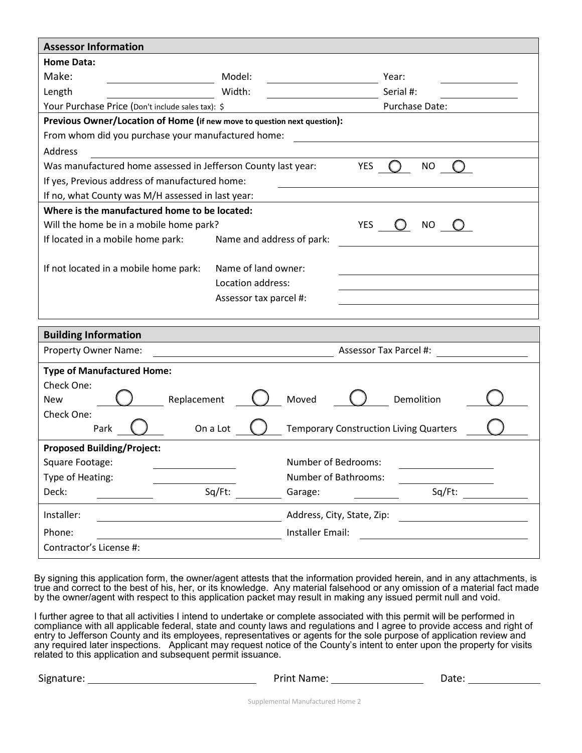## Assessor Information

**Home Data:**

| | | | | | |
|---|---|---|---|---|---|
| Make: | | Model: | | Year: | |
| Length | | Width: | | Serial #: | |

Your Purchase Price (Don't include sales tax): $ Purchase Date:

**Previous Owner/Location of Home (if new move to question next question):**

From whom did you purchase your manufactured home:

Address

Was manufactured home assessed in Jefferson County last year: YES ◯ NO ◯

If yes, Previous address of manufactured home:

If no, what County was M/H assessed in last year:

**Where is the manufactured home to be located:**

Will the home be in a mobile home park? YES ◯ NO ◯

If located in a mobile home park: Name and address of park:

If not located in a mobile home park: Name of land owner:

Location address:

Assessor tax parcel #:

## Building Information

Property Owner Name: Assessor Tax Parcel #:

**Type of Manufactured Home:**

Check One:

New ◯ Replacement ◯ Moved ◯ Demolition ◯

Check One:

Park ◯ On a Lot ◯ Temporary Construction Living Quarters ◯

**Proposed Building/Project:**

| | | | |
|---|---|---|---|
| Square Footage: | | Number of Bedrooms: | |
| Type of Heating: | | Number of Bathrooms: | |
| Deck: | Sq/Ft: | Garage: | Sq/Ft: |

Installer: Address, City, State, Zip:

Phone: Installer Email:

Contractor's License #:

By signing this application form, the owner/agent attests that the information provided herein, and in any attachments, is true and correct to the best of his, her, or its knowledge. Any material falsehood or any omission of a material fact made by the owner/agent with respect to this application packet may result in making any issued permit null and void.

I further agree to that all activities I intend to undertake or complete associated with this permit will be performed in compliance with all applicable federal, state and county laws and regulations and I agree to provide access and right of entry to Jefferson County and its employees, representatives or agents for the sole purpose of application review and any required later inspections. Applicant may request notice of the County's intent to enter upon the property for visits related to this application and subsequent permit issuance.

Signature: Print Name: Date: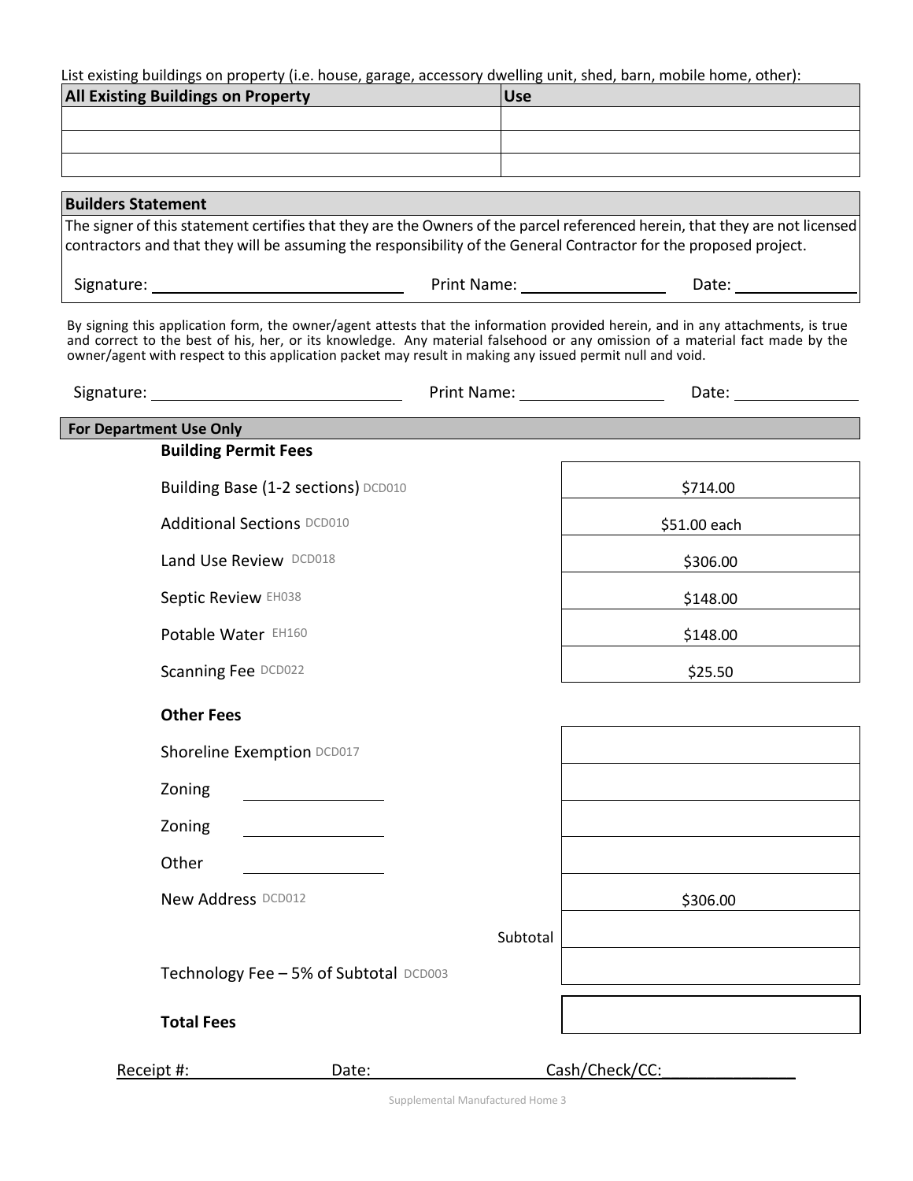List existing buildings on property (i.e. house, garage, accessory dwelling unit, shed, barn, mobile home, other):

| All Existing Buildings on Property | Use |
|---|---|
| | |
| | |
| | |

**Builders Statement**

The signer of this statement certifies that they are the Owners of the parcel referenced herein, that they are not licensed contractors and that they will be assuming the responsibility of the General Contractor for the proposed project.

Signature: ______________________ Print Name: ______________ Date: ____________

By signing this application form, the owner/agent attests that the information provided herein, and in any attachments, is true and correct to the best of his, her, or its knowledge. Any material falsehood or any omission of a material fact made by the owner/agent with respect to this application packet may result in making any issued permit null and void.

Signature: ______________________ Print Name: ______________ Date: ____________

**For Department Use Only**

**Building Permit Fees**

| | |
|---|---|
| Building Base (1-2 sections) DCD010 | $714.00 |
| Additional Sections DCD010 | $51.00 each |
| Land Use Review DCD018 | $306.00 |
| Septic Review EH038 | $148.00 |
| Potable Water EH160 | $148.00 |
| Scanning Fee DCD022 | $25.50 |

**Other Fees**

| | |
|---|---|
| Shoreline Exemption DCD017 | |
| Zoning ____________ | |
| Zoning ____________ | |
| Other ____________ | |
| New Address DCD012 | $306.00 |
| Subtotal | |
| Technology Fee – 5% of Subtotal DCD003 | |
| **Total Fees** | |

Receipt #: ____________ Date: ____________ Cash/Check/CC: ____________

Supplemental Manufactured Home 3